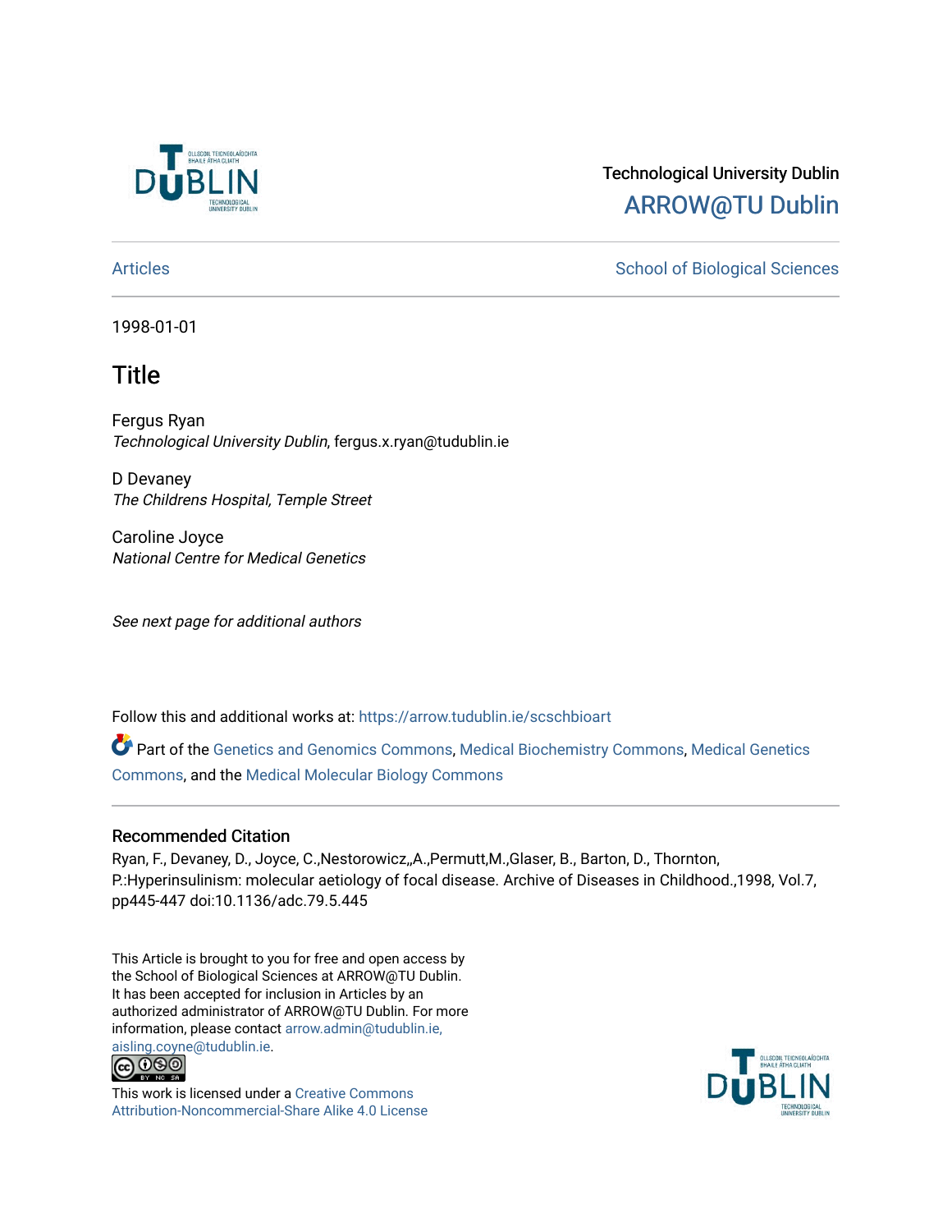Technological University Dublin

ARROW@TU Dublin

Articles | School of Biological Sciences

1998-01-01

# Title

Fergus Ryan
*Technological University Dublin*, fergus.x.ryan@tudublin.ie

D Devaney
*The Childrens Hospital, Temple Street*

Caroline Joyce
*National Centre for Medical Genetics*

*See next page for additional authors*

Follow this and additional works at: https://arrow.tudublin.ie/scschbioart

Part of the Genetics and Genomics Commons, Medical Biochemistry Commons, Medical Genetics Commons, and the Medical Molecular Biology Commons

## Recommended Citation

Ryan, F., Devaney, D., Joyce, C.,Nestorowicz,,A.,Permutt,M.,Glaser, B., Barton, D., Thornton, P.:Hyperinsulinism: molecular aetiology of focal disease. Archive of Diseases in Childhood.,1998, Vol.7, pp445-447 doi:10.1136/adc.79.5.445

This Article is brought to you for free and open access by the School of Biological Sciences at ARROW@TU Dublin. It has been accepted for inclusion in Articles by an authorized administrator of ARROW@TU Dublin. For more information, please contact arrow.admin@tudublin.ie, aisling.coyne@tudublin.ie.

This work is licensed under a Creative Commons Attribution-Noncommercial-Share Alike 4.0 License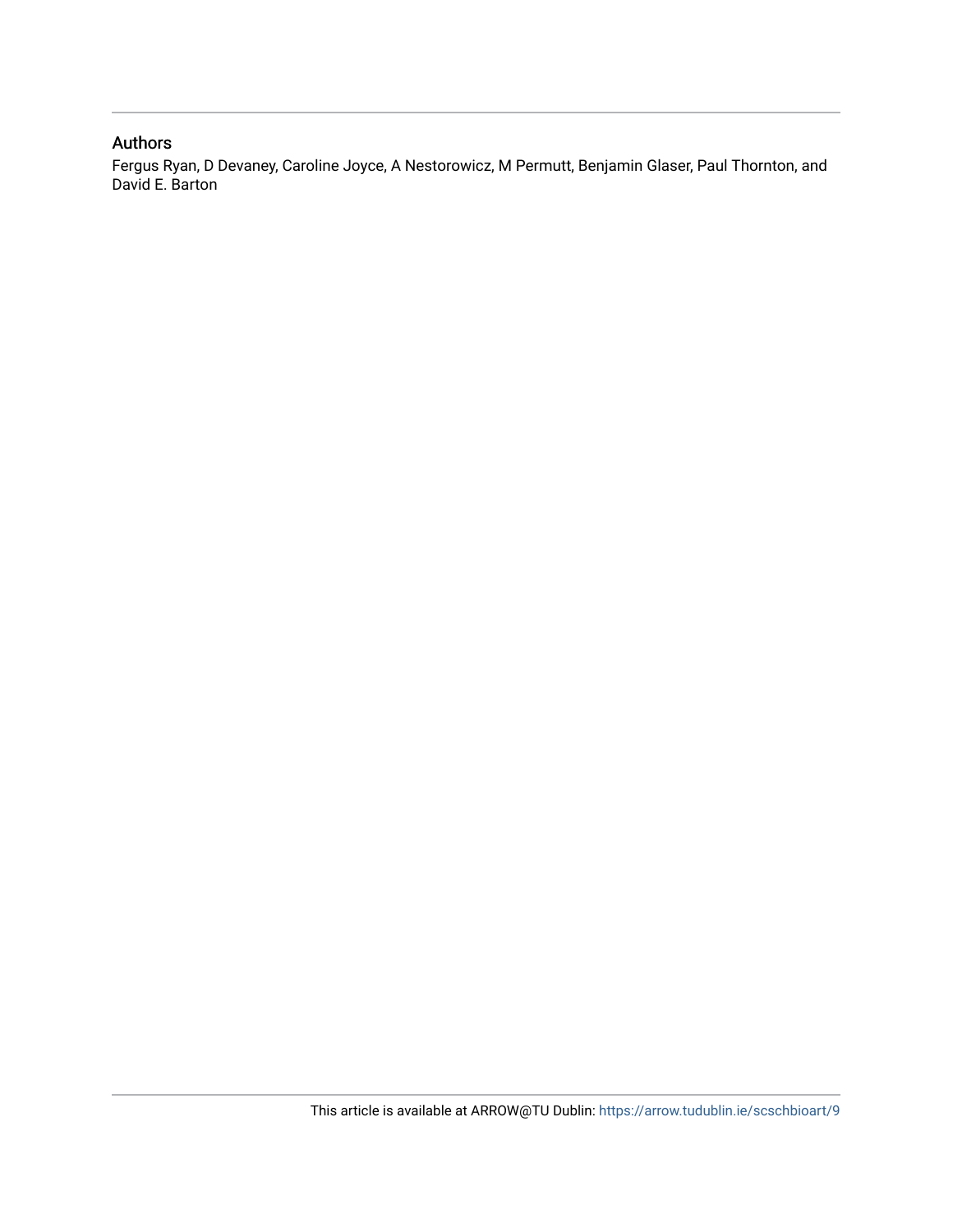## Authors

Fergus Ryan, D Devaney, Caroline Joyce, A Nestorowicz, M Permutt, Benjamin Glaser, Paul Thornton, and David E. Barton

This article is available at ARROW@TU Dublin: https://arrow.tudublin.ie/scschbioart/9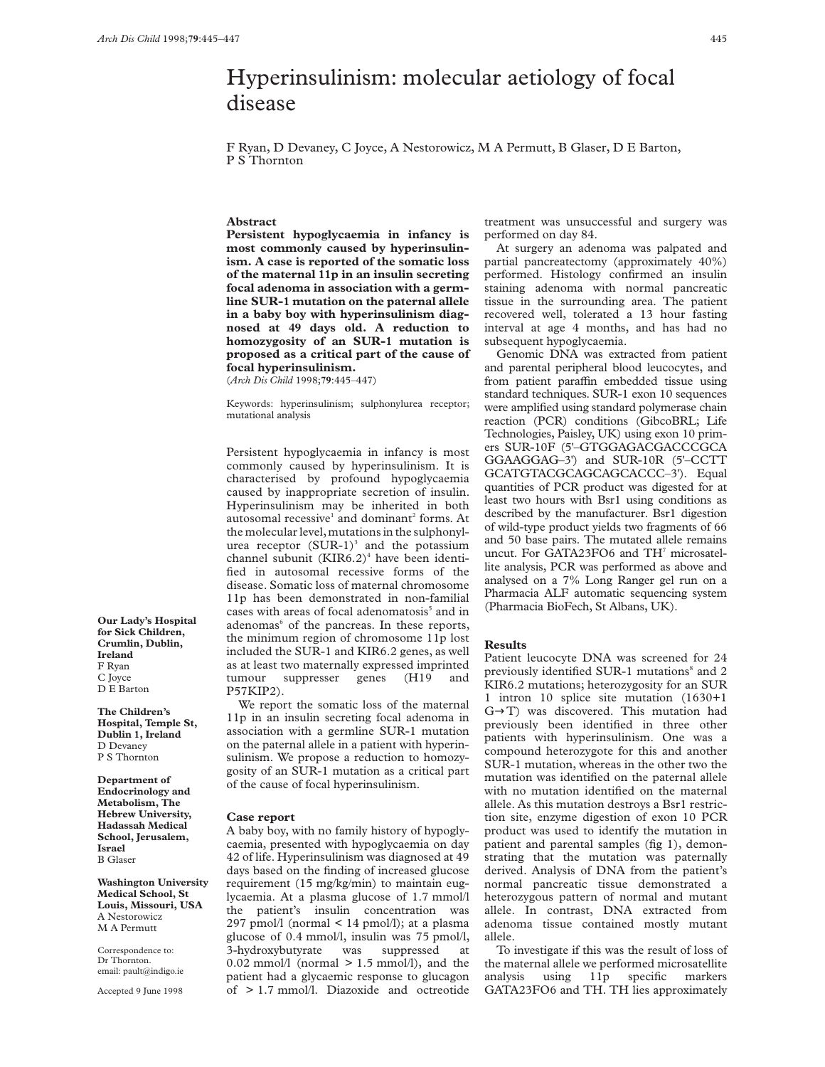# Hyperinsulinism: molecular aetiology of focal disease

F Ryan, D Devaney, C Joyce, A Nestorowicz, M A Permutt, B Glaser, D E Barton, P S Thornton

**Abstract**

**Persistent hypoglycaemia in infancy is most commonly caused by hyperinsulinism. A case is reported of the somatic loss of the maternal 11p in an insulin secreting focal adenoma in association with a germline SUR-1 mutation on the paternal allele in a baby boy with hyperinsulinism diagnosed at 49 days old. A reduction to homozygosity of an SUR-1 mutation is proposed as a critical part of the cause of focal hyperinsulinism.**

(*Arch Dis Child* 1998;**79**:445–447)

Keywords: hyperinsulinism; sulphonylurea receptor; mutational analysis

Persistent hypoglycaemia in infancy is most commonly caused by hyperinsulinism. It is characterised by profound hypoglycaemia caused by inappropriate secretion of insulin. Hyperinsulinism may be inherited in both autosomal recessive[1] and dominant[2] forms. At the molecular level, mutations in the sulphonylurea receptor (SUR-1)[3] and the potassium channel subunit (KIR6.2)[4] have been identified in autosomal recessive forms of the disease. Somatic loss of maternal chromosome 11p has been demonstrated in non-familial cases with areas of focal adenomatosis[5] and in adenomas[6] of the pancreas. In these reports, the minimum region of chromosome 11p lost included the SUR-1 and KIR6.2 genes, as well as at least two maternally expressed imprinted tumour suppresser genes (H19 and P57KIP2).

We report the somatic loss of the maternal 11p in an insulin secreting focal adenoma in association with a germline SUR-1 mutation on the paternal allele in a patient with hyperinsulinism. We propose a reduction to homozygosity of an SUR-1 mutation as a critical part of the cause of focal hyperinsulinism.

**Our Lady's Hospital for Sick Children, Crumlin, Dublin, Ireland**
F Ryan
C Joyce
D E Barton

**The Children's Hospital, Temple St, Dublin 1, Ireland**
D Devaney
P S Thornton

**Department of Endocrinology and Metabolism, The Hebrew University, Hadassah Medical School, Jerusalem, Israel**
B Glaser

**Washington University Medical School, St Louis, Missouri, USA**
A Nestorowicz
M A Permutt

Correspondence to: Dr Thornton.
email: pault@indigo.ie

Accepted 9 June 1998

## Case report

A baby boy, with no family history of hypoglycaemia, presented with hypoglycaemia on day 42 of life. Hyperinsulinism was diagnosed at 49 days based on the finding of increased glucose requirement (15 mg/kg/min) to maintain euglycaemia. At a plasma glucose of 1.7 mmol/l the patient's insulin concentration was 297 pmol/l (normal < 14 pmol/l); at a plasma glucose of 0.4 mmol/l, insulin was 75 pmol/l, 3-hydroxybutyrate was suppressed at 0.02 mmol/l (normal > 1.5 mmol/l), and the patient had a glycaemic response to glucagon of > 1.7 mmol/l. Diazoxide and octreotide treatment was unsuccessful and surgery was performed on day 84.

At surgery an adenoma was palpated and partial pancreatectomy (approximately 40%) performed. Histology confirmed an insulin staining adenoma with normal pancreatic tissue in the surrounding area. The patient recovered well, tolerated a 13 hour fasting interval at age 4 months, and has had no subsequent hypoglycaemia.

Genomic DNA was extracted from patient and parental peripheral blood leucocytes, and from patient paraffin embedded tissue using standard techniques. SUR-1 exon 10 sequences were amplified using standard polymerase chain reaction (PCR) conditions (GibcoBRL; Life Technologies, Paisley, UK) using exon 10 primers SUR-10F (5'–GTGGAGACGACCCGCA GGAAGGAG–3') and SUR-10R (5'–CCTT GCATGTACGCAGCAGCACCC–3'). Equal quantities of PCR product was digested for at least two hours with Bsr1 using conditions as described by the manufacturer. Bsr1 digestion of wild-type product yields two fragments of 66 and 50 base pairs. The mutated allele remains uncut. For GATA23FO6 and TH[7] microsatellite analysis, PCR was performed as above and analysed on a 7% Long Ranger gel run on a Pharmacia ALF automatic sequencing system (Pharmacia BioFech, St Albans, UK).

## Results

Patient leucocyte DNA was screened for 24 previously identified SUR-1 mutations[8] and 2 KIR6.2 mutations; heterozygosity for an SUR 1 intron 10 splice site mutation (1630+1 G→T) was discovered. This mutation had previously been identified in three other patients with hyperinsulinism. One was a compound heterozygote for this and another SUR-1 mutation, whereas in the other two the mutation was identified on the paternal allele with no mutation identified on the maternal allele. As this mutation destroys a Bsr1 restriction site, enzyme digestion of exon 10 PCR product was used to identify the mutation in patient and parental samples (fig 1), demonstrating that the mutation was paternally derived. Analysis of DNA from the patient's normal pancreatic tissue demonstrated a heterozygous pattern of normal and mutant allele. In contrast, DNA extracted from adenoma tissue contained mostly mutant allele.

To investigate if this was the result of loss of the maternal allele we performed microsatellite analysis using 11p specific markers GATA23FO6 and TH. TH lies approximately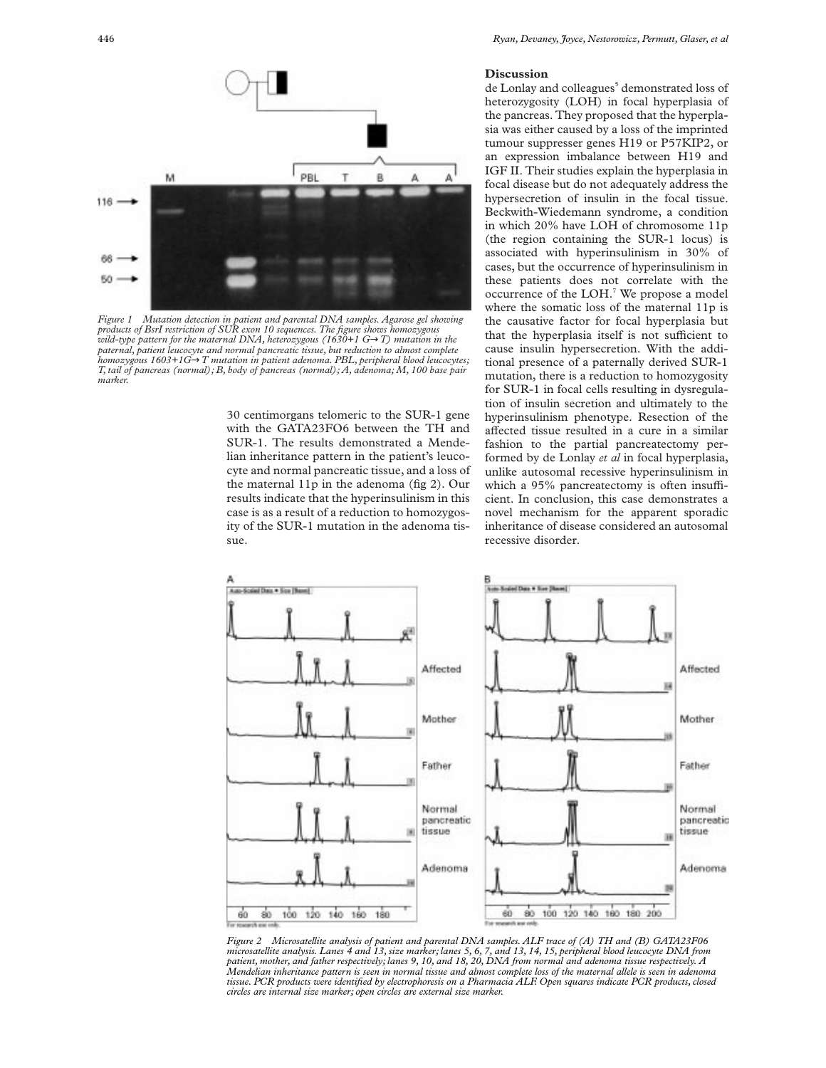Figure 1 Mutation detection in patient and parental DNA samples. Agarose gel showing products of BsrI restriction of SUR exon 10 sequences. The figure shows homozygous wild-type pattern for the maternal DNA, heterozygous (1630+1 G→T) mutation in the paternal, patient leucocyte and normal pancreatic tissue, but reduction to almost complete homozygous 1603+1G→T mutation in patient adenoma. PBL, peripheral blood leucocytes; T, tail of pancreas (normal); B, body of pancreas (normal); A, adenoma; M, 100 base pair marker.

30 centimorgans telomeric to the SUR-1 gene with the GATA23FO6 between the TH and SUR-1. The results demonstrated a Mendelian inheritance pattern in the patient's leucocyte and normal pancreatic tissue, and a loss of the maternal 11p in the adenoma (fig 2). Our results indicate that the hyperinsulinism in this case is as a result of a reduction to homozygosity of the SUR-1 mutation in the adenoma tissue.

## Discussion

de Lonlay and colleagues[5] demonstrated loss of heterozygosity (LOH) in focal hyperplasia of the pancreas. They proposed that the hyperplasia was either caused by a loss of the imprinted tumour suppresser genes H19 or P57KIP2, or an expression imbalance between H19 and IGF II. Their studies explain the hyperplasia in focal disease but do not adequately address the hypersecretion of insulin in the focal tissue. Beckwith-Wiedemann syndrome, a condition in which 20% have LOH of chromosome 11p (the region containing the SUR-1 locus) is associated with hyperinsulinism in 30% of cases, but the occurrence of hyperinsulinism in these patients does not correlate with the occurrence of the LOH.[7] We propose a model where the somatic loss of the maternal 11p is the causative factor for focal hyperplasia but that the hyperplasia itself is not sufficient to cause insulin hypersecretion. With the additional presence of a paternally derived SUR-1 mutation, there is a reduction to homozygosity for SUR-1 in focal cells resulting in dysregulation of insulin secretion and ultimately to the hyperinsulinism phenotype. Resection of the affected tissue resulted in a cure in a similar fashion to the partial pancreatectomy performed by de Lonlay *et al* in focal hyperplasia, unlike autosomal recessive hyperinsulinism in which a 95% pancreatectomy is often insufficient. In conclusion, this case demonstrates a novel mechanism for the apparent sporadic inheritance of disease considered an autosomal recessive disorder.

Figure 2 Microsatellite analysis of patient and parental DNA samples. ALF trace of (A) TH and (B) GATA23F06 microsatellite analysis. Lanes 4 and 13, size marker; lanes 5, 6, 7, and 13, 14, 15, peripheral blood leucocyte DNA from patient, mother, and father respectively; lanes 9, 10, and 18, 20, DNA from normal and adenoma tissue respectively. A Mendelian inheritance pattern is seen in normal tissue and almost complete loss of the maternal allele is seen in adenoma tissue. PCR products were identified by electrophoresis on a Pharmacia ALF. Open squares indicate PCR products, closed circles are internal size marker; open circles are external size marker.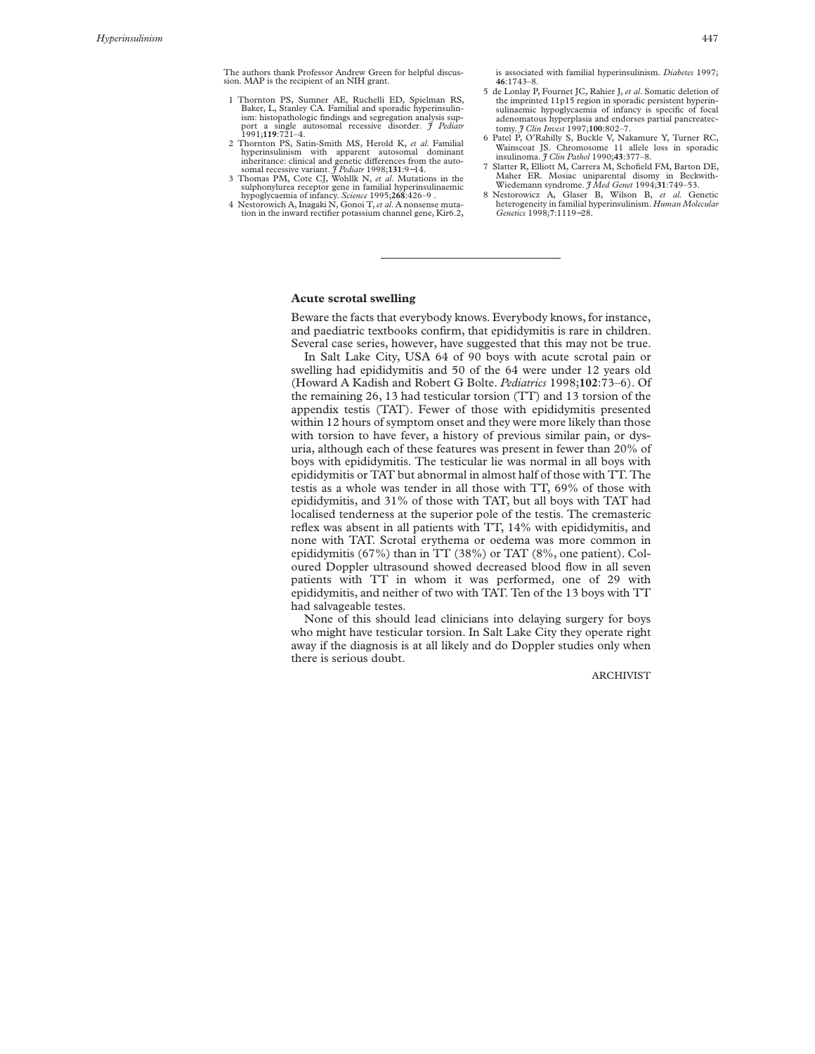The authors thank Professor Andrew Green for helpful discussion. MAP is the recipient of an NIH grant.

1 Thornton PS, Sumner AE, Ruchelli ED, Spielman RS, Baker, L, Stanley CA. Familial and sporadic hyperinsulinism: histopathologic findings and segregation analysis support a single autosomal recessive disorder. *J Pediatr* 1991;**119**:721–4.
2 Thornton PS, Satin-Smith MS, Herold K, *et al*. Familial hyperinsulinism with apparent autosomal dominant inheritance: clinical and genetic differences from the autosomal recessive variant. *J Pediatr* 1998;**131**:9–14.
3 Thomas PM, Cote CJ, Wohllk N, *et al*. Mutations in the sulphonylurea receptor gene in familial hyperinsulinaemic hypoglycaemia of infancy. *Science* 1995;**268**:426–9 .
4 Nestorowich A, Inagaki N, Gonoi T, *et al*. A nonsense mutation in the inward rectifier potassium channel gene, Kir6.2, is associated with familial hyperinsulinism. *Diabetes* 1997; **46**:1743–8.
5 de Lonlay P, Fournet JC, Rahier J, *et al*. Somatic deletion of the imprinted 11p15 region in sporadic persistent hyperinsulinaemic hypoglycaemia of infancy is specific of focal adenomatous hyperplasia and endorses partial pancreatectomy. *J Clin Invest* 1997;**100**:802–7.
6 Patel P, O'Rahilly S, Buckle V, Nakamure Y, Turner RC, Wainscoat JS. Chromosome 11 allele loss in sporadic insulinoma. *J Clin Pathol* 1990;**43**:377–8.
7 Slatter R, Elliott M, Carrera M, Schofield FM, Barton DE, Maher ER. Mosiac uniparental disomy in Beckwith-Wiedemann syndrome. *J Med Genet* 1994;**31**:749–53.
8 Nestorowicz A, Glaser B, Wilson B, *et al.* Genetic heterogeneity in familial hyperinsulinism. *Human Molecular Genetics* 1998;**7**:1119–28.

---

## Acute scrotal swelling

Beware the facts that everybody knows. Everybody knows, for instance, and paediatric textbooks confirm, that epididymitis is rare in children. Several case series, however, have suggested that this may not be true.

In Salt Lake City, USA 64 of 90 boys with acute scrotal pain or swelling had epididymitis and 50 of the 64 were under 12 years old (Howard A Kadish and Robert G Bolte. *Pediatrics* 1998;**102**:73–6). Of the remaining 26, 13 had testicular torsion (TT) and 13 torsion of the appendix testis (TAT). Fewer of those with epididymitis presented within 12 hours of symptom onset and they were more likely than those with torsion to have fever, a history of previous similar pain, or dysuria, although each of these features was present in fewer than 20% of boys with epididymitis. The testicular lie was normal in all boys with epididymitis or TAT but abnormal in almost half of those with TT. The testis as a whole was tender in all those with TT, 69% of those with epididymitis, and 31% of those with TAT, but all boys with TAT had localised tenderness at the superior pole of the testis. The cremasteric reflex was absent in all patients with TT, 14% with epididymitis, and none with TAT. Scrotal erythema or oedema was more common in epididymitis (67%) than in TT (38%) or TAT (8%, one patient). Coloured Doppler ultrasound showed decreased blood flow in all seven patients with TT in whom it was performed, one of 29 with epididymitis, and neither of two with TAT. Ten of the 13 boys with TT had salvageable testes.

None of this should lead clinicians into delaying surgery for boys who might have testicular torsion. In Salt Lake City they operate right away if the diagnosis is at all likely and do Doppler studies only when there is serious doubt.

ARCHIVIST